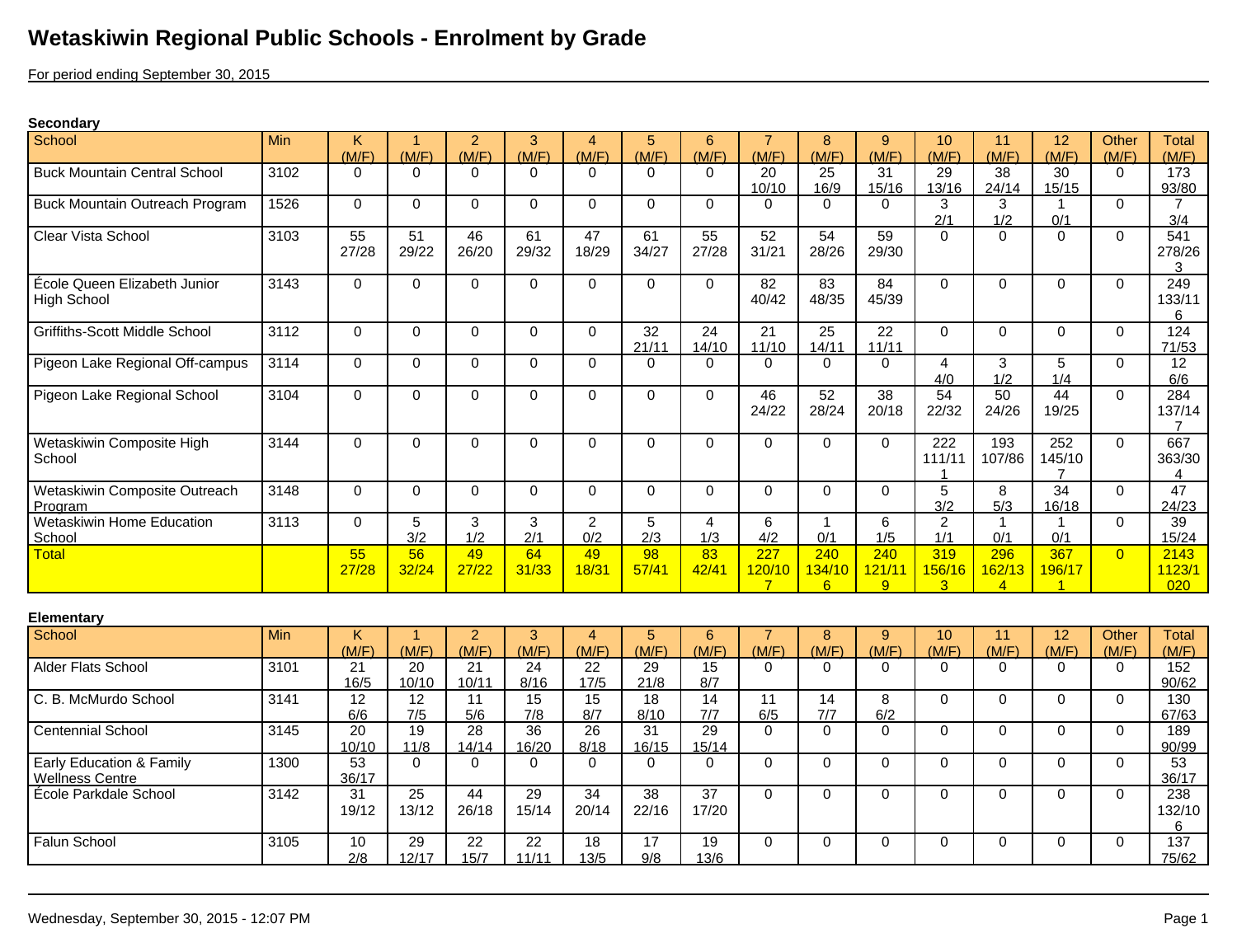# Wetaskiwin Regional Public Schools - Enrolment by Grade

For period ending September 30, 2015

**Secondary**

| School | Min | K (M/F) | 1 (M/F) | 2 (M/F) | 3 (M/F) | 4 (M/F) | 5 (M/F) | 6 (M/F) | 7 (M/F) | 8 (M/F) | 9 (M/F) | 10 (M/F) | 11 (M/F) | 12 (M/F) | Other (M/F) | Total (M/F) |
|---|---|---|---|---|---|---|---|---|---|---|---|---|---|---|---|---|
| Buck Mountain Central School | 3102 | 0 | 0 | 0 | 0 | 0 | 0 | 0 | 20 10/10 | 25 16/9 | 31 15/16 | 29 13/16 | 38 24/14 | 30 15/15 | 0 | 173 93/80 |
| Buck Mountain Outreach Program | 1526 | 0 | 0 | 0 | 0 | 0 | 0 | 0 | 0 | 0 | 0 | 3 2/1 | 3 1/2 | 1 0/1 | 0 | 7 3/4 |
| Clear Vista School | 3103 | 55 27/28 | 51 29/22 | 46 26/20 | 61 29/32 | 47 18/29 | 61 34/27 | 55 27/28 | 52 31/21 | 54 28/26 | 59 29/30 | 0 | 0 | 0 | 0 | 541 278/263 |
| École Queen Elizabeth Junior High School | 3143 | 0 | 0 | 0 | 0 | 0 | 0 | 0 | 82 40/42 | 83 48/35 | 84 45/39 | 0 | 0 | 0 | 0 | 249 133/116 |
| Griffiths-Scott Middle School | 3112 | 0 | 0 | 0 | 0 | 0 | 32 21/11 | 24 14/10 | 21 11/10 | 25 14/11 | 22 11/11 | 0 | 0 | 0 | 0 | 124 71/53 |
| Pigeon Lake Regional Off-campus | 3114 | 0 | 0 | 0 | 0 | 0 | 0 | 0 | 0 | 0 | 0 | 4 4/0 | 3 1/2 | 5 1/4 | 0 | 12 6/6 |
| Pigeon Lake Regional School | 3104 | 0 | 0 | 0 | 0 | 0 | 0 | 0 | 46 24/22 | 52 28/24 | 38 20/18 | 54 22/32 | 50 24/26 | 44 19/25 | 0 | 284 137/147 |
| Wetaskiwin Composite High School | 3144 | 0 | 0 | 0 | 0 | 0 | 0 | 0 | 0 | 0 | 0 | 222 111/111 | 193 107/86 | 252 145/107 | 0 | 667 363/304 |
| Wetaskiwin Composite Outreach Program | 3148 | 0 | 0 | 0 | 0 | 0 | 0 | 0 | 0 | 0 | 0 | 5 3/2 | 8 5/3 | 34 16/18 | 0 | 47 24/23 |
| Wetaskiwin Home Education School | 3113 | 0 | 5 3/2 | 3 1/2 | 3 2/1 | 2 0/2 | 5 2/3 | 4 1/3 | 6 4/2 | 1 0/1 | 6 1/5 | 2 1/1 | 1 0/1 | 1 0/1 | 0 | 39 15/24 |
| Total | | 55 27/28 | 56 32/24 | 49 27/22 | 64 31/33 | 49 18/31 | 98 57/41 | 83 42/41 | 227 120/107 | 240 134/106 | 240 121/119 | 319 156/163 | 296 162/134 | 367 196/171 | 0 | 2143 1123/1020 |

**Elementary**

| School | Min | K (M/F) | 1 (M/F) | 2 (M/F) | 3 (M/F) | 4 (M/F) | 5 (M/F) | 6 (M/F) | 7 (M/F) | 8 (M/F) | 9 (M/F) | 10 (M/F) | 11 (M/F) | 12 (M/F) | Other (M/F) | Total (M/F) |
|---|---|---|---|---|---|---|---|---|---|---|---|---|---|---|---|---|
| Alder Flats School | 3101 | 21 16/5 | 20 10/10 | 21 10/11 | 24 8/16 | 22 17/5 | 29 21/8 | 15 8/7 | 0 | 0 | 0 | 0 | 0 | 0 | 0 | 152 90/62 |
| C. B. McMurdo School | 3141 | 12 6/6 | 12 7/5 | 11 5/6 | 15 7/8 | 15 8/7 | 18 8/10 | 14 7/7 | 11 6/5 | 14 7/7 | 8 6/2 | 0 | 0 | 0 | 0 | 130 67/63 |
| Centennial School | 3145 | 20 10/10 | 19 11/8 | 28 14/14 | 36 16/20 | 26 8/18 | 31 16/15 | 29 15/14 | 0 | 0 | 0 | 0 | 0 | 0 | 0 | 189 90/99 |
| Early Education & Family Wellness Centre | 1300 | 53 36/17 | 0 | 0 | 0 | 0 | 0 | 0 | 0 | 0 | 0 | 0 | 0 | 0 | 0 | 53 36/17 |
| École Parkdale School | 3142 | 31 19/12 | 25 13/12 | 44 26/18 | 29 15/14 | 34 20/14 | 38 22/16 | 37 17/20 | 0 | 0 | 0 | 0 | 0 | 0 | 0 | 238 132/106 |
| Falun School | 3105 | 10 2/8 | 29 12/17 | 22 15/7 | 22 11/11 | 18 13/5 | 17 9/8 | 19 13/6 | 0 | 0 | 0 | 0 | 0 | 0 | 0 | 137 75/62 |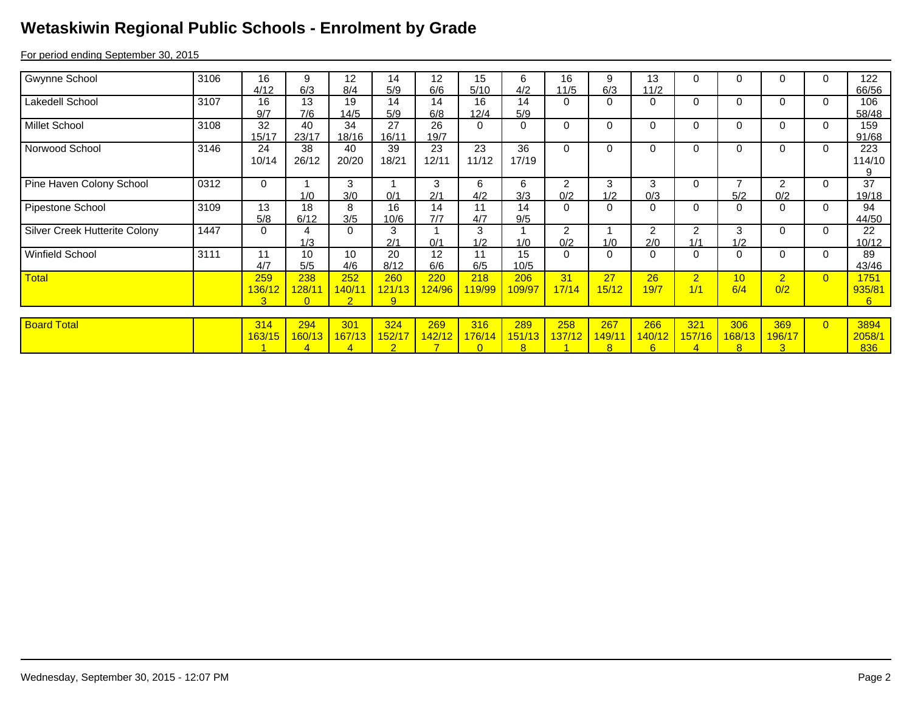# Wetaskiwin Regional Public Schools - Enrolment by Grade

For period ending September 30, 2015

| | | | | | | | | | | | | | | | | |
|---|---|---|---|---|---|---|---|---|---|---|---|---|---|---|---|---|
| Gwynne School | 3106 | 16 4/12 | 9 6/3 | 12 8/4 | 14 5/9 | 12 6/6 | 15 5/10 | 6 4/2 | 16 11/5 | 9 6/3 | 13 11/2 | 0 | 0 | 0 | 0 | 122 66/56 |
| Lakedell School | 3107 | 16 9/7 | 13 7/6 | 19 14/5 | 14 5/9 | 14 6/8 | 16 12/4 | 14 5/9 | 0 | 0 | 0 | 0 | 0 | 0 | 0 | 106 58/48 |
| Millet School | 3108 | 32 15/17 | 40 23/17 | 34 18/16 | 27 16/11 | 26 19/7 | 0 | 0 | 0 | 0 | 0 | 0 | 0 | 0 | 0 | 159 91/68 |
| Norwood School | 3146 | 24 10/14 | 38 26/12 | 40 20/20 | 39 18/21 | 23 12/11 | 23 11/12 | 36 17/19 | 0 | 0 | 0 | 0 | 0 | 0 | 0 | 223 114/109 |
| Pine Haven Colony School | 0312 | 0 | 1 1/0 | 3 3/0 | 1 0/1 | 3 2/1 | 6 4/2 | 6 3/3 | 2 0/2 | 3 1/2 | 3 0/3 | 0 | 7 5/2 | 2 0/2 | 0 | 37 19/18 |
| Pipestone School | 3109 | 13 5/8 | 18 6/12 | 8 3/5 | 16 10/6 | 14 7/7 | 11 4/7 | 14 9/5 | 0 | 0 | 0 | 0 | 0 | 0 | 0 | 94 44/50 |
| Silver Creek Hutterite Colony | 1447 | 0 | 4 1/3 | 0 | 3 2/1 | 1 0/1 | 3 1/2 | 1 1/0 | 2 0/2 | 1 1/0 | 2 2/0 | 2 1/1 | 3 1/2 | 0 | 0 | 22 10/12 |
| Winfield School | 3111 | 11 4/7 | 10 5/5 | 10 4/6 | 20 8/12 | 12 6/6 | 11 6/5 | 15 10/5 | 0 | 0 | 0 | 0 | 0 | 0 | 0 | 89 43/46 |
| Total | | 259 136/123 | 238 128/110 | 252 140/112 | 260 121/139 | 220 124/96 | 218 119/99 | 206 109/97 | 31 17/14 | 27 15/12 | 26 19/7 | 2 1/1 | 10 6/4 | 2 0/2 | 0 | 1751 935/816 |

| | | | | | | | | | | | | | | | | |
|---|---|---|---|---|---|---|---|---|---|---|---|---|---|---|---|---|
| Board Total | | 314 163/151 | 294 160/134 | 301 167/134 | 324 152/172 | 269 142/127 | 316 176/140 | 289 151/138 | 258 137/121 | 267 149/118 | 266 140/126 | 321 157/164 | 306 168/138 | 369 196/173 | 0 | 3894 2058/1836 |

Wednesday, September 30, 2015 - 12:07 PM